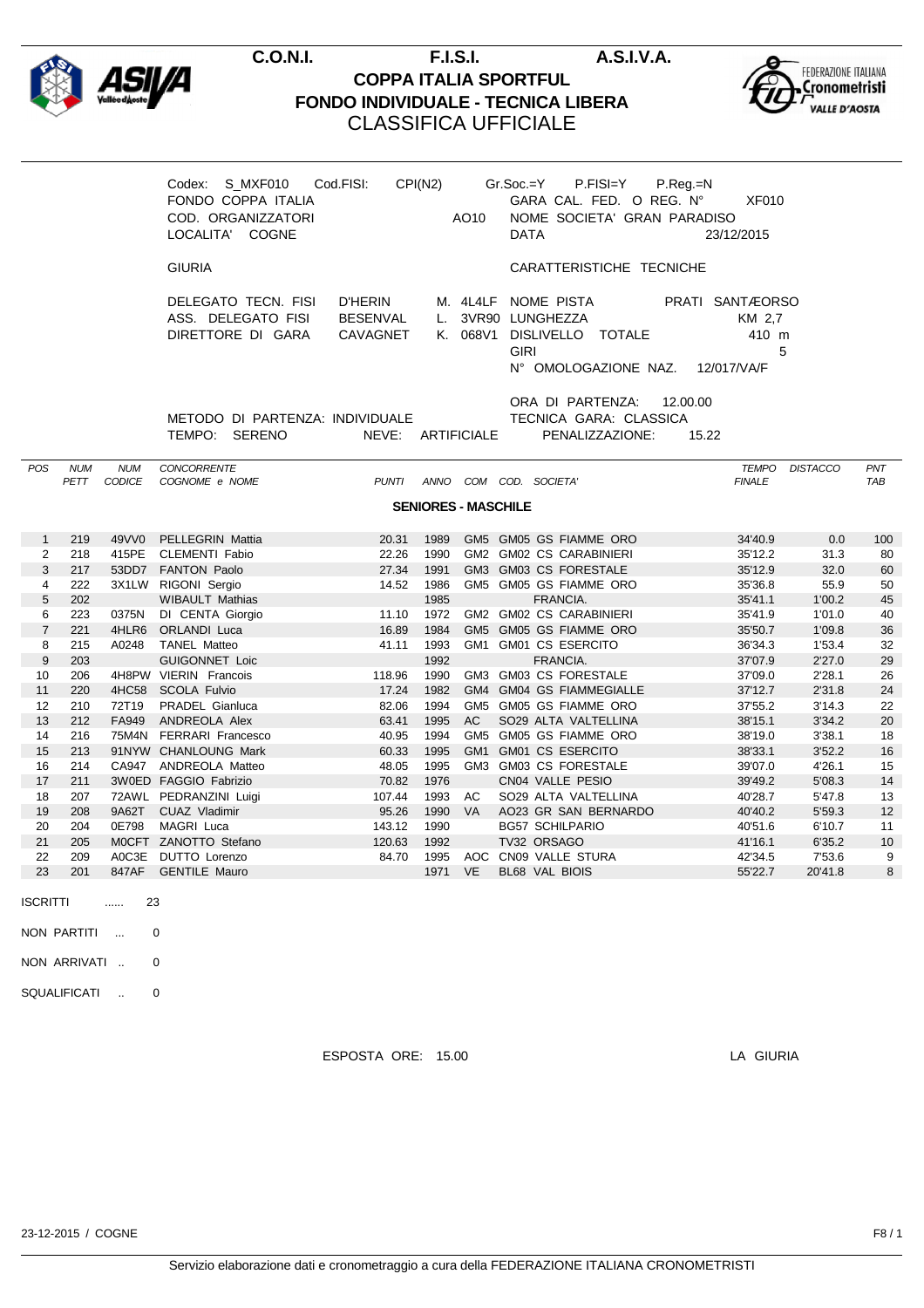**C.O.N.I. F.I.S.I. A.S.I.V.A.**

# COPPA ITALIA SPORTFUL
## FONDO INDIVIDUALE - TECNICA LIBERA
### CLASSIFICA UFFICIALE

Codex: S_MXF010 Cod.FISI: CPI(N2) Gr.Soc.=Y P.FISI=Y P.Reg.=N
FONDO COPPA ITALIA GARA CAL. FED. O REG. N° XF010
COD. ORGANIZZATORI AO10 NOME SOCIETA' GRAN PARADISO
LOCALITA' COGNE DATA 23/12/2015

GIURIA CARATTERISTICHE TECNICHE

DELEGATO TECN. FISI D'HERIN M. 4L4LF NOME PISTA PRATI SANTÆORSO
ASS. DELEGATO FISI BESENVAL L. 3VR90 LUNGHEZZA KM 2,7
DIRETTORE DI GARA CAVAGNET K. 068V1 DISLIVELLO TOTALE 410 m
GIRI 5
N° OMOLOGAZIONE NAZ. 12/017/VA/F

ORA DI PARTENZA: 12.00.00
METODO DI PARTENZA: INDIVIDUALE TECNICA GARA: CLASSICA
TEMPO: SERENO NEVE: ARTIFICIALE PENALIZZAZIONE: 15.22

**SENIORES - MASCHILE**

| POS | NUM PETT | NUM CODICE | CONCORRENTE COGNOME e NOME | PUNTI | ANNO | COM | COD. SOCIETA' | TEMPO FINALE | DISTACCO | PNT TAB |
|---|---|---|---|---|---|---|---|---|---|---|
| 1 | 219 | 49VV0 | PELLEGRIN Mattia | 20.31 | 1989 | GM5 | GM05 GS FIAMME ORO | 34'40.9 | 0.0 | 100 |
| 2 | 218 | 415PE | CLEMENTI Fabio | 22.26 | 1990 | GM2 | GM02 CS CARABINIERI | 35'12.2 | 31.3 | 80 |
| 3 | 217 | 53DD7 | FANTON Paolo | 27.34 | 1991 | GM3 | GM03 CS FORESTALE | 35'12.9 | 32.0 | 60 |
| 4 | 222 | 3X1LW | RIGONI Sergio | 14.52 | 1986 | GM5 | GM05 GS FIAMME ORO | 35'36.8 | 55.9 | 50 |
| 5 | 202 | | WIBAULT Mathias | | 1985 | | FRANCIA. | 35'41.1 | 1'00.2 | 45 |
| 6 | 223 | 0375N | DI CENTA Giorgio | 11.10 | 1972 | GM2 | GM02 CS CARABINIERI | 35'41.9 | 1'01.0 | 40 |
| 7 | 221 | 4HLR6 | ORLANDI Luca | 16.89 | 1984 | GM5 | GM05 GS FIAMME ORO | 35'50.7 | 1'09.8 | 36 |
| 8 | 215 | A0248 | TANEL Matteo | 41.11 | 1993 | GM1 | GM01 CS ESERCITO | 36'34.3 | 1'53.4 | 32 |
| 9 | 203 | | GUIGONNET Loic | | 1992 | | FRANCIA. | 37'07.9 | 2'27.0 | 29 |
| 10 | 206 | 4H8PW | VIERIN Francois | 118.96 | 1990 | GM3 | GM03 CS FORESTALE | 37'09.0 | 2'28.1 | 26 |
| 11 | 220 | 4HC58 | SCOLA Fulvio | 17.24 | 1982 | GM4 | GM04 GS FIAMMEGIALLE | 37'12.7 | 2'31.8 | 24 |
| 12 | 210 | 72T19 | PRADEL Gianluca | 82.06 | 1994 | GM5 | GM05 GS FIAMME ORO | 37'55.2 | 3'14.3 | 22 |
| 13 | 212 | FA949 | ANDREOLA Alex | 63.41 | 1995 | AC | SO29 ALTA VALTELLINA | 38'15.1 | 3'34.2 | 20 |
| 14 | 216 | 75M4N | FERRARI Francesco | 40.95 | 1994 | GM5 | GM05 GS FIAMME ORO | 38'19.0 | 3'38.1 | 18 |
| 15 | 213 | 91NYW | CHANLOUNG Mark | 60.33 | 1995 | GM1 | GM01 CS ESERCITO | 38'33.1 | 3'52.2 | 16 |
| 16 | 214 | CA947 | ANDREOLA Matteo | 48.05 | 1995 | GM3 | GM03 CS FORESTALE | 39'07.0 | 4'26.1 | 15 |
| 17 | 211 | 3W0ED | FAGGIO Fabrizio | 70.82 | 1976 | | CN04 VALLE PESIO | 39'49.2 | 5'08.3 | 14 |
| 18 | 207 | 72AWL | PEDRANZINI Luigi | 107.44 | 1993 | AC | SO29 ALTA VALTELLINA | 40'28.7 | 5'47.8 | 13 |
| 19 | 208 | 9A62T | CUAZ Vladimir | 95.26 | 1990 | VA | AO23 GR SAN BERNARDO | 40'40.2 | 5'59.3 | 12 |
| 20 | 204 | 0E798 | MAGRI Luca | 143.12 | 1990 | | BG57 SCHILPARIO | 40'51.6 | 6'10.7 | 11 |
| 21 | 205 | M0CFT | ZANOTTO Stefano | 120.63 | 1992 | | TV32 ORSAGO | 41'16.1 | 6'35.2 | 10 |
| 22 | 209 | A0C3E | DUTTO Lorenzo | 84.70 | 1995 | AOC | CN09 VALLE STURA | 42'34.5 | 7'53.6 | 9 |
| 23 | 201 | 847AF | GENTILE Mauro | | 1971 | VE | BL68 VAL BIOIS | 55'22.7 | 20'41.8 | 8 |

ISCRITTI ...... 23

NON PARTITI ... 0

NON ARRIVATI .. 0

SQUALIFICATI .. 0

ESPOSTA ORE: 15.00 LA GIURIA

23-12-2015 / COGNE F8 / 1

Servizio elaborazione dati e cronometraggio a cura della FEDERAZIONE ITALIANA CRONOMETRISTI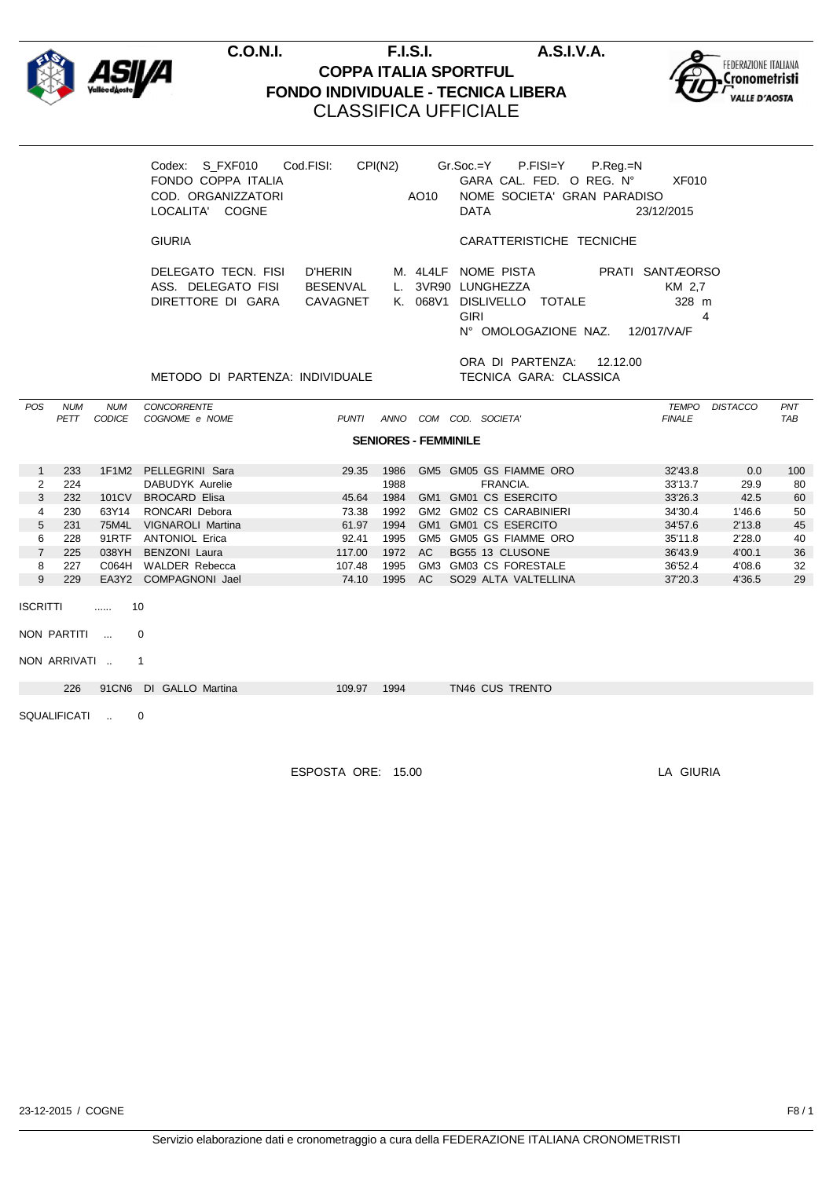# C.O.N.I. F.I.S.I. A.S.I.V.A.

## COPPA ITALIA SPORTFUL
## FONDO INDIVIDUALE - TECNICA LIBERA
## CLASSIFICA UFFICIALE

Codex: S_FXF010 Cod.FISI: CPI(N2) Gr.Soc.=Y P.FISI=Y P.Reg.=N
FONDO COPPA ITALIA GARA CAL. FED. O REG. N° XF010
COD. ORGANIZZATORI AO10 NOME SOCIETA' GRAN PARADISO
LOCALITA' COGNE DATA 23/12/2015

**GIURIA** **CARATTERISTICHE TECNICHE**

| | | | | |
|---|---|---|---|---|
| DELEGATO TECN. FISI | D'HERIN M. 4L4LF | NOME PISTA | PRATI SANTÆORSO |
| ASS. DELEGATO FISI | BESENVAL L. 3VR90 | LUNGHEZZA | KM 2,7 |
| DIRETTORE DI GARA | CAVAGNET K. 068V1 | DISLIVELLO TOTALE | 328 m |
| | | GIRI | 4 |
| | | N° OMOLOGAZIONE NAZ. | 12/017/VA/F |

METODO DI PARTENZA: INDIVIDUALE
ORA DI PARTENZA: 12.12.00
TECNICA GARA: CLASSICA

| POS | NUM PETT | NUM CODICE | CONCORRENTE COGNOME e NOME | PUNTI | ANNO | COM | COD. SOCIETA' | TEMPO FINALE | DISTACCO | PNT TAB |
|---|---|---|---|---|---|---|---|---|---|---|
| | | | **SENIORES - FEMMINILE** | | | | | | | |
| 1 | 233 | 1F1M2 | PELLEGRINI Sara | 29.35 | 1986 | GM5 | GM05 GS FIAMME ORO | 32'43.8 | 0.0 | 100 |
| 2 | 224 | | DABUDYK Aurelie | | 1988 | | FRANCIA. | 33'13.7 | 29.9 | 80 |
| 3 | 232 | 101CV | BROCARD Elisa | 45.64 | 1984 | GM1 | GM01 CS ESERCITO | 33'26.3 | 42.5 | 60 |
| 4 | 230 | 63Y14 | RONCARI Debora | 73.38 | 1992 | GM2 | GM02 CS CARABINIERI | 34'30.4 | 1'46.6 | 50 |
| 5 | 231 | 75M4L | VIGNAROLI Martina | 61.97 | 1994 | GM1 | GM01 CS ESERCITO | 34'57.6 | 2'13.8 | 45 |
| 6 | 228 | 91RTF | ANTONIOL Erica | 92.41 | 1995 | GM5 | GM05 GS FIAMME ORO | 35'11.8 | 2'28.0 | 40 |
| 7 | 225 | 038YH | BENZONI Laura | 117.00 | 1972 | AC | BG55 13 CLUSONE | 36'43.9 | 4'00.1 | 36 |
| 8 | 227 | C064H | WALDER Rebecca | 107.48 | 1995 | GM3 | GM03 CS FORESTALE | 36'52.4 | 4'08.6 | 32 |
| 9 | 229 | EA3Y2 | COMPAGNONI Jael | 74.10 | 1995 | AC | SO29 ALTA VALTELLINA | 37'20.3 | 4'36.5 | 29 |

ISCRITTI ...... 10

NON PARTITI ... 0

NON ARRIVATI .. 1

| NUM PETT | NUM CODICE | COGNOME e NOME | PUNTI | ANNO | COD. SOCIETA' |
|---|---|---|---|---|---|
| 226 | 91CN6 | DI GALLO Martina | 109.97 | 1994 | TN46 CUS TRENTO |

SQUALIFICATI .. 0

ESPOSTA ORE: 15.00 LA GIURIA

23-12-2015 / COGNE F8 / 1

Servizio elaborazione dati e cronometraggio a cura della FEDERAZIONE ITALIANA CRONOMETRISTI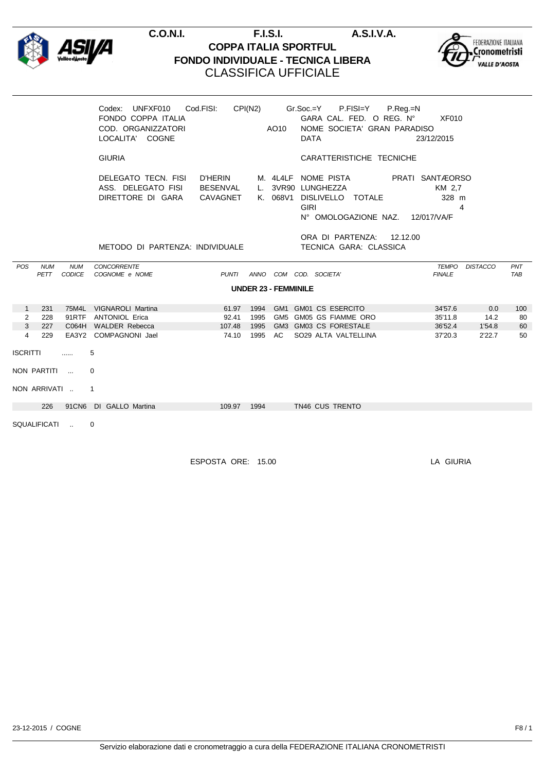**C.O.N.I.** **F.I.S.I.** **A.S.I.V.A.**

# COPPA ITALIA SPORTFUL
## FONDO INDIVIDUALE - TECNICA LIBERA
### CLASSIFICA UFFICIALE

Codex: UNFXF010 Cod.FISI: CPI(N2) Gr.Soc.=Y P.FISI=Y P.Reg.=N
FONDO COPPA ITALIA GARA CAL. FED. O REG. N° XF010
COD. ORGANIZZATORI AO10 NOME SOCIETA' GRAN PARADISO
LOCALITA' COGNE DATA 23/12/2015

GIURIA CARATTERISTICHE TECNICHE

DELEGATO TECN. FISI D'HERIN M. 4L4LF NOME PISTA PRATI SANTÆORSO
ASS. DELEGATO FISI BESENVAL L. 3VR90 LUNGHEZZA KM 2,7
DIRETTORE DI GARA CAVAGNET K. 068V1 DISLIVELLO TOTALE 328 m
GIRI 4
N° OMOLOGAZIONE NAZ. 12/017/VA/F

ORA DI PARTENZA: 12.12.00
METODO DI PARTENZA: INDIVIDUALE TECNICA GARA: CLASSICA

**UNDER 23 - FEMMINILE**

| POS | NUM PETT | NUM CODICE | CONCORRENTE COGNOME e NOME | PUNTI | ANNO | COM | COD. SOCIETA' | TEMPO FINALE | DISTACCO | PNT TAB |
|---|---|---|---|---|---|---|---|---|---|---|
| 1 | 231 | 75M4L | VIGNAROLI Martina | 61.97 | 1994 | GM1 | GM01 CS ESERCITO | 34'57.6 | 0.0 | 100 |
| 2 | 228 | 91RTF | ANTONIOL Erica | 92.41 | 1995 | GM5 | GM05 GS FIAMME ORO | 35'11.8 | 14.2 | 80 |
| 3 | 227 | C064H | WALDER Rebecca | 107.48 | 1995 | GM3 | GM03 CS FORESTALE | 36'52.4 | 1'54.8 | 60 |
| 4 | 229 | EA3Y2 | COMPAGNONI Jael | 74.10 | 1995 | AC | SO29 ALTA VALTELLINA | 37'20.3 | 2'22.7 | 50 |

ISCRITTI ...... 5

NON PARTITI ... 0

NON ARRIVATI .. 1

| NUM PETT | NUM CODICE | COGNOME e NOME | PUNTI | ANNO | COD. SOCIETA' |
|---|---|---|---|---|---|
| 226 | 91CN6 | DI GALLO Martina | 109.97 | 1994 | TN46 CUS TRENTO |

SQUALIFICATI .. 0

ESPOSTA ORE: 15.00 LA GIURIA

23-12-2015 / COGNE F8 / 1

Servizio elaborazione dati e cronometraggio a cura della FEDERAZIONE ITALIANA CRONOMETRISTI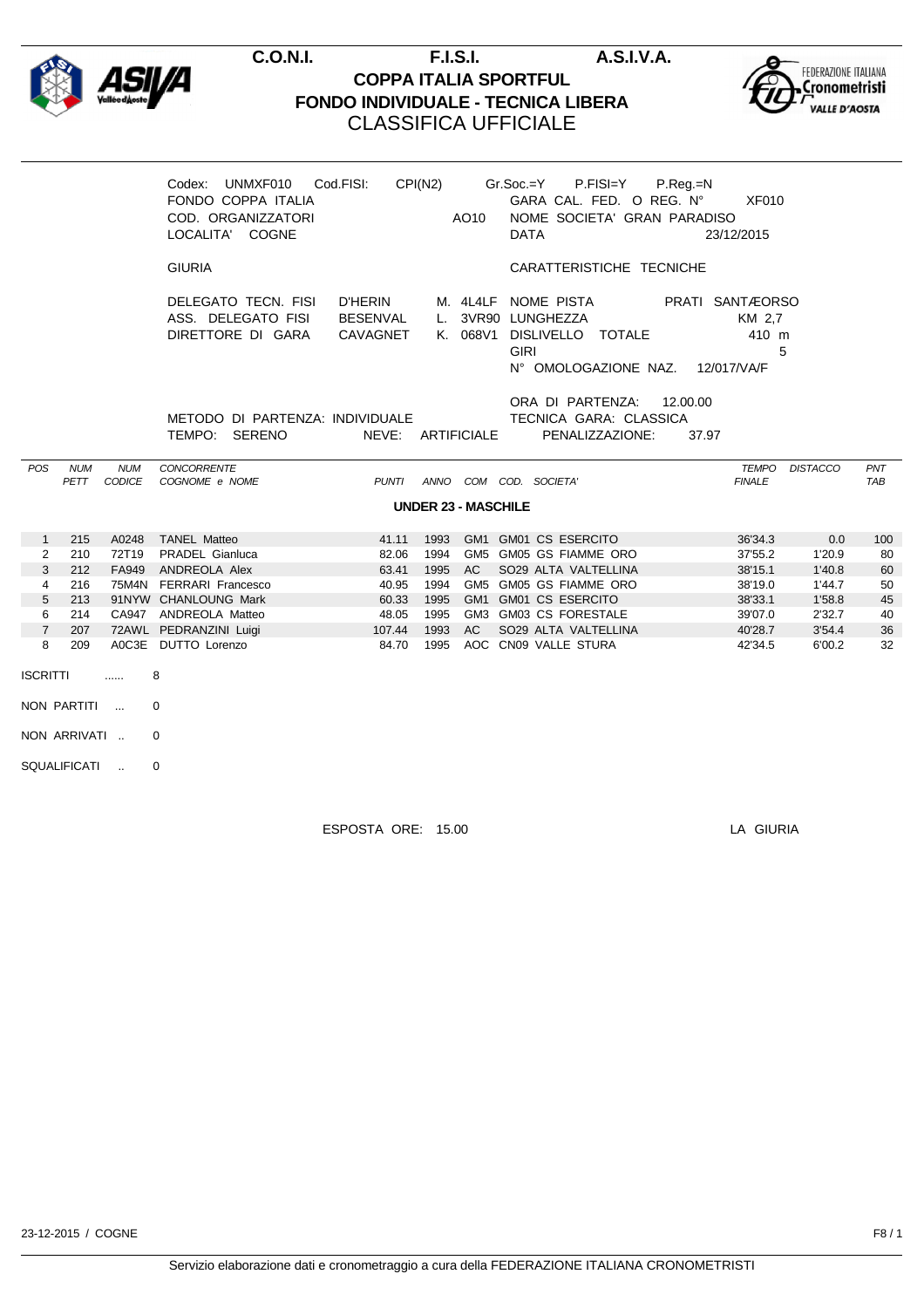**C.O.N.I.** **F.I.S.I.** **A.S.I.V.A.**

# COPPA ITALIA SPORTFUL
## FONDO INDIVIDUALE - TECNICA LIBERA
### CLASSIFICA UFFICIALE

Codex: UNMXF010 Cod.FISI: CPI(N2) Gr.Soc.=Y P.FISI=Y P.Reg.=N
FONDO COPPA ITALIA — GARA CAL. FED. O REG. N° XF010
COD. ORGANIZZATORI AO10 — NOME SOCIETA' GRAN PARADISO
LOCALITA' COGNE — DATA 23/12/2015

GIURIA — CARATTERISTICHE TECNICHE

DELEGATO TECN. FISI D'HERIN M. 4L4LF — NOME PISTA PRATI SANTÆORSO
ASS. DELEGATO FISI BESENVAL L. 3VR90 — LUNGHEZZA KM 2,7
DIRETTORE DI GARA CAVAGNET K. 068V1 — DISLIVELLO TOTALE 410 m
GIRI 5
N° OMOLOGAZIONE NAZ. 12/017/VA/F

ORA DI PARTENZA: 12.00.00
METODO DI PARTENZA: INDIVIDUALE — TECNICA GARA: CLASSICA
TEMPO: SERENO NEVE: ARTIFICIALE PENALIZZAZIONE: 37.97

**UNDER 23 - MASCHILE**

| POS | NUM PETT | NUM CODICE | CONCORRENTE COGNOME e NOME | PUNTI | ANNO | COM | COD. SOCIETA' | TEMPO FINALE | DISTACCO | PNT TAB |
|---|---|---|---|---|---|---|---|---|---|---|
| 1 | 215 | A0248 | TANEL Matteo | 41.11 | 1993 | GM1 | GM01 CS ESERCITO | 36'34.3 | 0.0 | 100 |
| 2 | 210 | 72T19 | PRADEL Gianluca | 82.06 | 1994 | GM5 | GM05 GS FIAMME ORO | 37'55.2 | 1'20.9 | 80 |
| 3 | 212 | FA949 | ANDREOLA Alex | 63.41 | 1995 | AC | SO29 ALTA VALTELLINA | 38'15.1 | 1'40.8 | 60 |
| 4 | 216 | 75M4N | FERRARI Francesco | 40.95 | 1994 | GM5 | GM05 GS FIAMME ORO | 38'19.0 | 1'44.7 | 50 |
| 5 | 213 | 91NYW | CHANLOUNG Mark | 60.33 | 1995 | GM1 | GM01 CS ESERCITO | 38'33.1 | 1'58.8 | 45 |
| 6 | 214 | CA947 | ANDREOLA Matteo | 48.05 | 1995 | GM3 | GM03 CS FORESTALE | 39'07.0 | 2'32.7 | 40 |
| 7 | 207 | 72AWL | PEDRANZINI Luigi | 107.44 | 1993 | AC | SO29 ALTA VALTELLINA | 40'28.7 | 3'54.4 | 36 |
| 8 | 209 | A0C3E | DUTTO Lorenzo | 84.70 | 1995 | AOC | CN09 VALLE STURA | 42'34.5 | 6'00.2 | 32 |

ISCRITTI ...... 8

NON PARTITI ... 0

NON ARRIVATI .. 0

SQUALIFICATI .. 0

ESPOSTA ORE: 15.00 — LA GIURIA

23-12-2015 / COGNE — F8 / 1

Servizio elaborazione dati e cronometraggio a cura della FEDERAZIONE ITALIANA CRONOMETRISTI